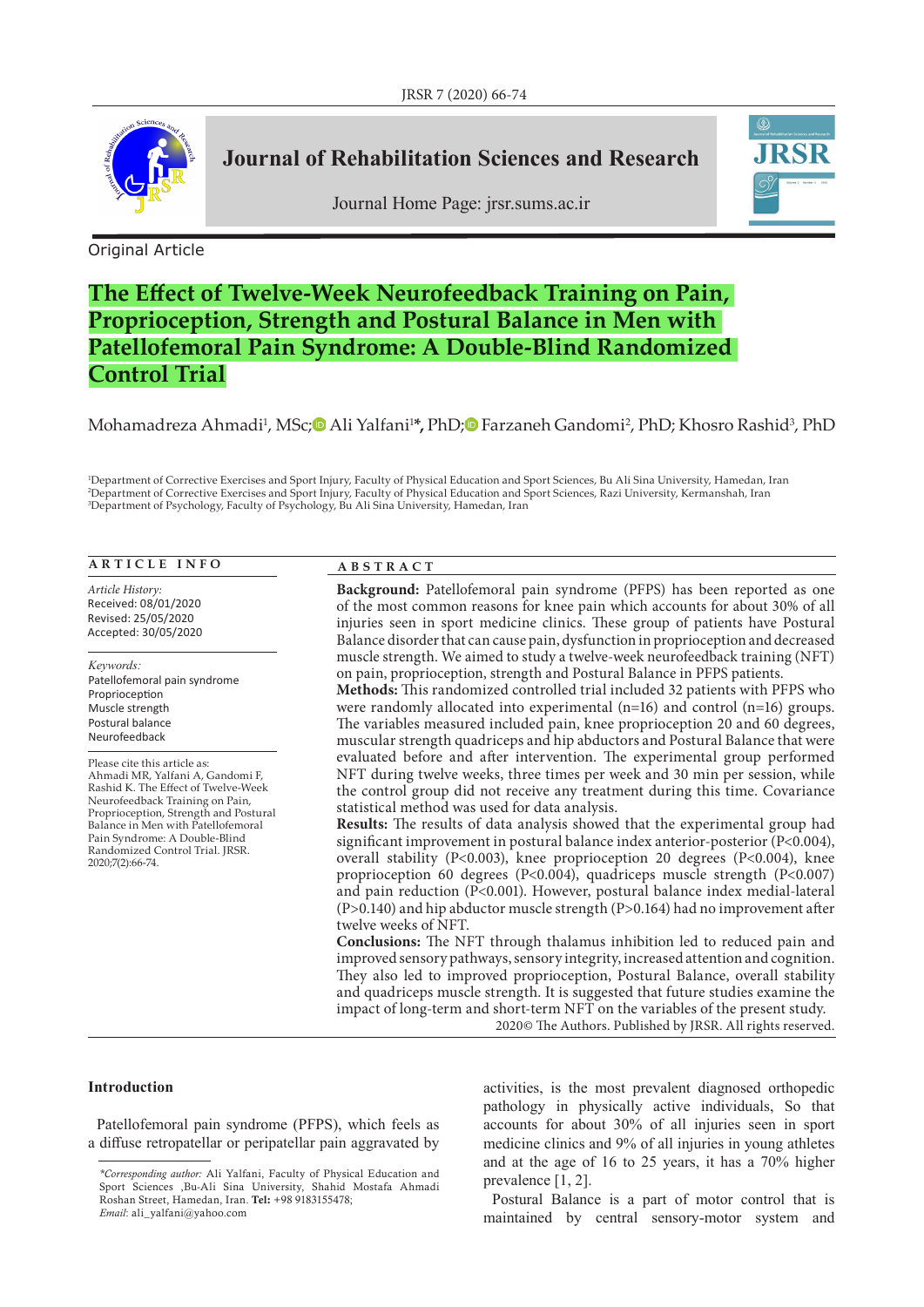Original Article

# The Effect of Twelve-Week Neurofeedback Training on Pain, Proprioception, Strength and Postural Balance in Men with Patellofemoral Pain Syndrome: A Double-Blind Randomized Control Trial

Mohamadreza Ahmadi[1], MSc; Ali Yalfani[1]*, PhD; Farzaneh Gandomi[2], PhD; Khosro Rashid[3], PhD

[1]Department of Corrective Exercises and Sport Injury, Faculty of Physical Education and Sport Sciences, Bu Ali Sina University, Hamedan, Iran
[2]Department of Corrective Exercises and Sport Injury, Faculty of Physical Education and Sport Sciences, Razi University, Kermanshah, Iran
[3]Department of Psychology, Faculty of Psychology, Bu Ali Sina University, Hamedan, Iran

## ARTICLE INFO

*Article History:*
Received: 08/01/2020
Revised: 25/05/2020
Accepted: 30/05/2020

*Keywords:*
Patellofemoral pain syndrome
Proprioception
Muscle strength
Postural balance
Neurofeedback

Please cite this article as: Ahmadi MR, Yalfani A, Gandomi F, Rashid K. The Effect of Twelve-Week Neurofeedback Training on Pain, Proprioception, Strength and Postural Balance in Men with Patellofemoral Pain Syndrome: A Double-Blind Randomized Control Trial. JRSR. 2020;7(2):66-74.

## ABSTRACT

**Background:** Patellofemoral pain syndrome (PFPS) has been reported as one of the most common reasons for knee pain which accounts for about 30% of all injuries seen in sport medicine clinics. These group of patients have Postural Balance disorder that can cause pain, dysfunction in proprioception and decreased muscle strength. We aimed to study a twelve-week neurofeedback training (NFT) on pain, proprioception, strength and Postural Balance in PFPS patients.

**Methods:** This randomized controlled trial included 32 patients with PFPS who were randomly allocated into experimental (n=16) and control (n=16) groups. The variables measured included pain, knee proprioception 20 and 60 degrees, muscular strength quadriceps and hip abductors and Postural Balance that were evaluated before and after intervention. The experimental group performed NFT during twelve weeks, three times per week and 30 min per session, while the control group did not receive any treatment during this time. Covariance statistical method was used for data analysis.

**Results:** The results of data analysis showed that the experimental group had significant improvement in postural balance index anterior-posterior ($P<0.004$), overall stability ($P<0.003$), knee proprioception 20 degrees ($P<0.004$), knee proprioception 60 degrees ($P<0.004$), quadriceps muscle strength ($P<0.007$) and pain reduction ($P<0.001$). However, postural balance index medial-lateral ($P>0.140$) and hip abductor muscle strength ($P>0.164$) had no improvement after twelve weeks of NFT.

**Conclusions:** The NFT through thalamus inhibition led to reduced pain and improved sensory pathways, sensory integrity, increased attention and cognition. They also led to improved proprioception, Postural Balance, overall stability and quadriceps muscle strength. It is suggested that future studies examine the impact of long-term and short-term NFT on the variables of the present study.

2020© The Authors. Published by JRSR. All rights reserved.

## Introduction

Patellofemoral pain syndrome (PFPS), which feels as a diffuse retropatellar or peripatellar pain aggravated by activities, is the most prevalent diagnosed orthopedic pathology in physically active individuals, So that accounts for about 30% of all injuries seen in sport medicine clinics and 9% of all injuries in young athletes and at the age of 16 to 25 years, it has a 70% higher prevalence [1, 2].

Postural Balance is a part of motor control that is maintained by central sensory-motor system and

*Corresponding author: Ali Yalfani, Faculty of Physical Education and Sport Sciences ,Bu-Ali Sina University, Shahid Mostafa Ahmadi Roshan Street, Hamedan, Iran. **Tel:** +98 9183155478; *Email*: ali_yalfani@yahoo.com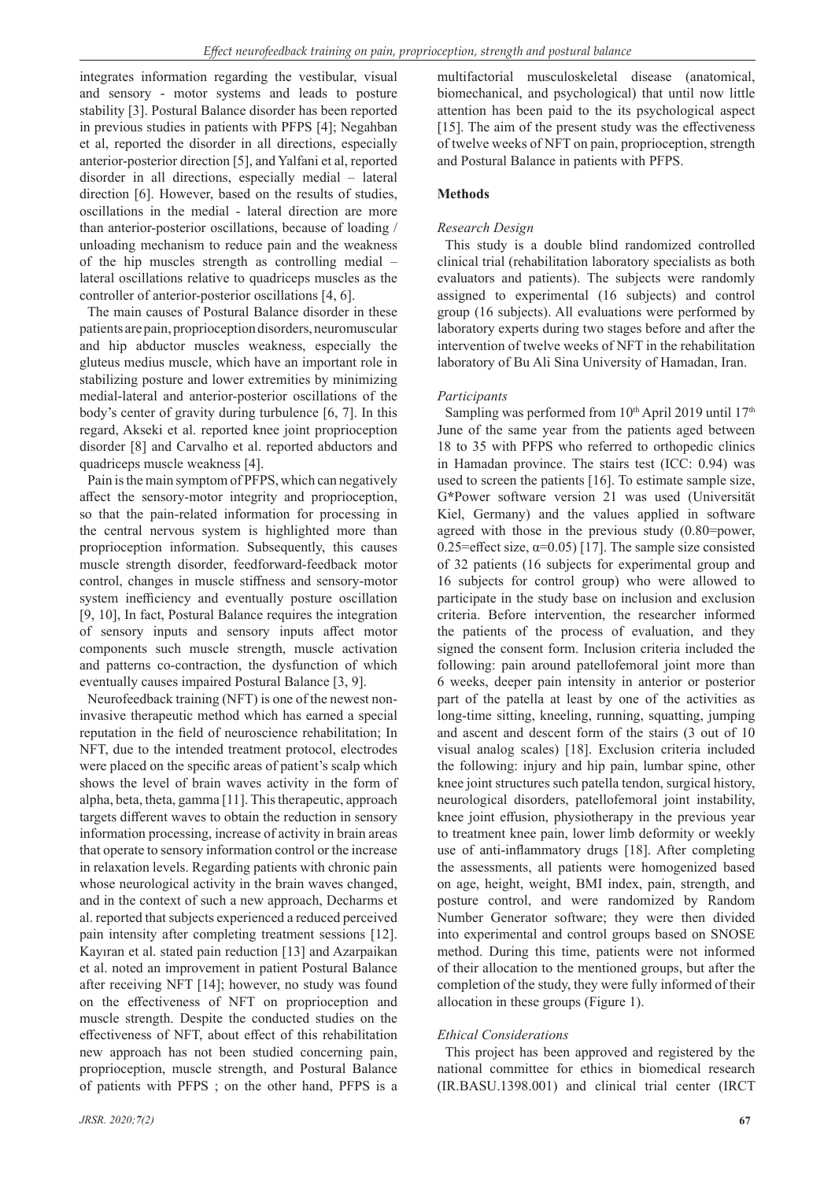integrates information regarding the vestibular, visual and sensory - motor systems and leads to posture stability [3]. Postural Balance disorder has been reported in previous studies in patients with PFPS [4]; Negahban et al, reported the disorder in all directions, especially anterior-posterior direction [5], and Yalfani et al, reported disorder in all directions, especially medial – lateral direction [6]. However, based on the results of studies, oscillations in the medial - lateral direction are more than anterior-posterior oscillations, because of loading / unloading mechanism to reduce pain and the weakness of the hip muscles strength as controlling medial – lateral oscillations relative to quadriceps muscles as the controller of anterior-posterior oscillations [4, 6].

The main causes of Postural Balance disorder in these patients are pain, proprioception disorders, neuromuscular and hip abductor muscles weakness, especially the gluteus medius muscle, which have an important role in stabilizing posture and lower extremities by minimizing medial-lateral and anterior-posterior oscillations of the body's center of gravity during turbulence [6, 7]. In this regard, Akseki et al. reported knee joint proprioception disorder [8] and Carvalho et al. reported abductors and quadriceps muscle weakness [4].

Pain is the main symptom of PFPS, which can negatively affect the sensory-motor integrity and proprioception, so that the pain-related information for processing in the central nervous system is highlighted more than proprioception information. Subsequently, this causes muscle strength disorder, feedforward-feedback motor control, changes in muscle stiffness and sensory-motor system inefficiency and eventually posture oscillation [9, 10], In fact, Postural Balance requires the integration of sensory inputs and sensory inputs affect motor components such muscle strength, muscle activation and patterns co-contraction, the dysfunction of which eventually causes impaired Postural Balance [3, 9].

Neurofeedback training (NFT) is one of the newest non-invasive therapeutic method which has earned a special reputation in the field of neuroscience rehabilitation; In NFT, due to the intended treatment protocol, electrodes were placed on the specific areas of patient's scalp which shows the level of brain waves activity in the form of alpha, beta, theta, gamma [11]. This therapeutic, approach targets different waves to obtain the reduction in sensory information processing, increase of activity in brain areas that operate to sensory information control or the increase in relaxation levels. Regarding patients with chronic pain whose neurological activity in the brain waves changed, and in the context of such a new approach, Decharms et al. reported that subjects experienced a reduced perceived pain intensity after completing treatment sessions [12]. Kayıran et al. stated pain reduction [13] and Azarpaikan et al. noted an improvement in patient Postural Balance after receiving NFT [14]; however, no study was found on the effectiveness of NFT on proprioception and muscle strength. Despite the conducted studies on the effectiveness of NFT, about effect of this rehabilitation new approach has not been studied concerning pain, proprioception, muscle strength, and Postural Balance of patients with PFPS ; on the other hand, PFPS is a multifactorial musculoskeletal disease (anatomical, biomechanical, and psychological) that until now little attention has been paid to the its psychological aspect [15]. The aim of the present study was the effectiveness of twelve weeks of NFT on pain, proprioception, strength and Postural Balance in patients with PFPS.

## Methods

### *Research Design*

This study is a double blind randomized controlled clinical trial (rehabilitation laboratory specialists as both evaluators and patients). The subjects were randomly assigned to experimental (16 subjects) and control group (16 subjects). All evaluations were performed by laboratory experts during two stages before and after the intervention of twelve weeks of NFT in the rehabilitation laboratory of Bu Ali Sina University of Hamadan, Iran.

### *Participants*

Sampling was performed from 10th April 2019 until 17th June of the same year from the patients aged between 18 to 35 with PFPS who referred to orthopedic clinics in Hamadan province. The stairs test (ICC: 0.94) was used to screen the patients [16]. To estimate sample size, G*Power software version 21 was used (Universität Kiel, Germany) and the values applied in software agreed with those in the previous study (0.80=power, 0.25=effect size, $\alpha$=0.05) [17]. The sample size consisted of 32 patients (16 subjects for experimental group and 16 subjects for control group) who were allowed to participate in the study base on inclusion and exclusion criteria. Before intervention, the researcher informed the patients of the process of evaluation, and they signed the consent form. Inclusion criteria included the following: pain around patellofemoral joint more than 6 weeks, deeper pain intensity in anterior or posterior part of the patella at least by one of the activities as long-time sitting, kneeling, running, squatting, jumping and ascent and descent form of the stairs (3 out of 10 visual analog scales) [18]. Exclusion criteria included the following: injury and hip pain, lumbar spine, other knee joint structures such patella tendon, surgical history, neurological disorders, patellofemoral joint instability, knee joint effusion, physiotherapy in the previous year to treatment knee pain, lower limb deformity or weekly use of anti-inflammatory drugs [18]. After completing the assessments, all patients were homogenized based on age, height, weight, BMI index, pain, strength, and posture control, and were randomized by Random Number Generator software; they were then divided into experimental and control groups based on SNOSE method. During this time, patients were not informed of their allocation to the mentioned groups, but after the completion of the study, they were fully informed of their allocation in these groups (Figure 1).

### *Ethical Considerations*

This project has been approved and registered by the national committee for ethics in biomedical research (IR.BASU.1398.001) and clinical trial center (IRCT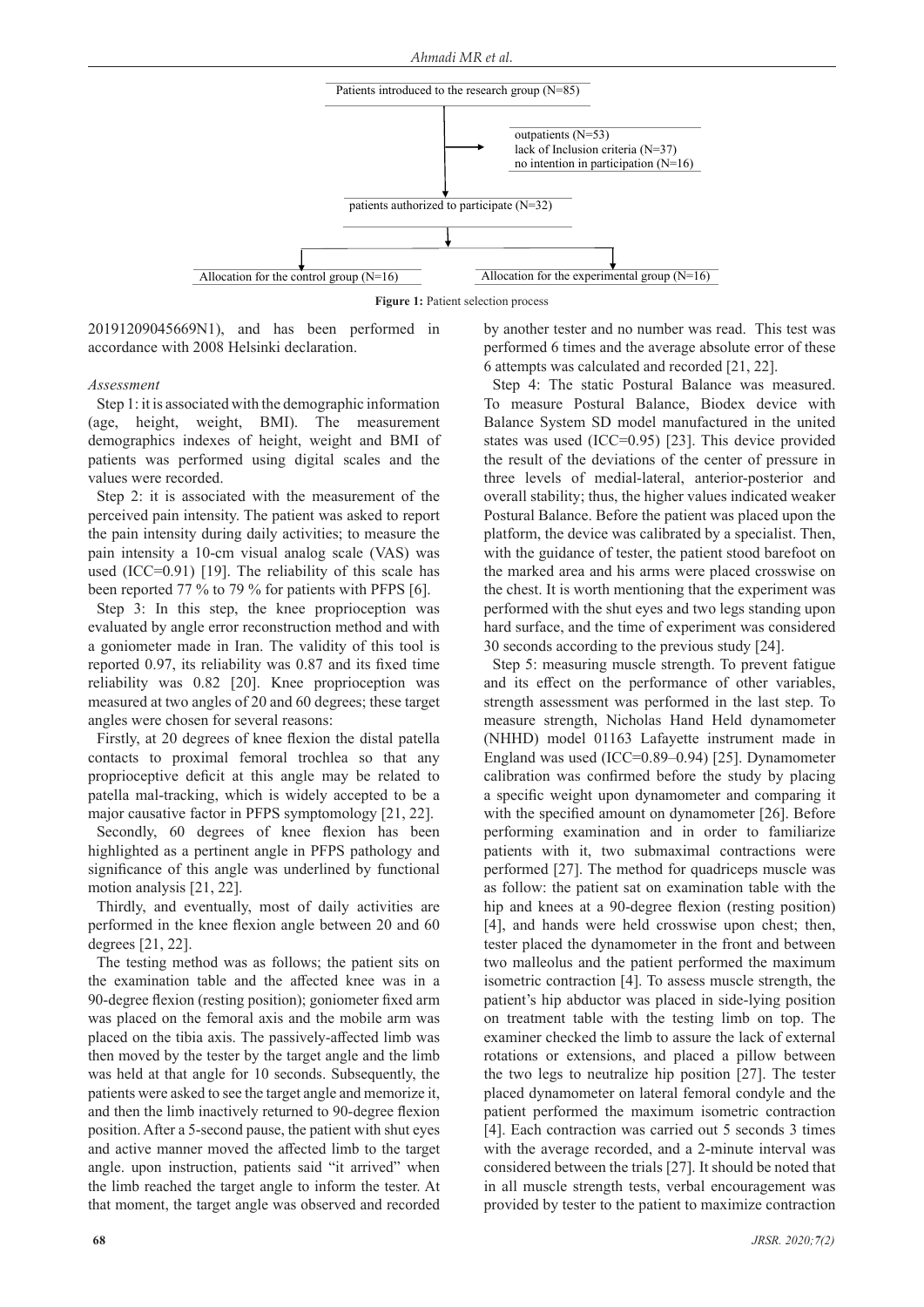Patients introduced to the research group (N=85)

outpatients (N=53)
lack of Inclusion criteria (N=37)
no intention in participation (N=16)

patients authorized to participate (N=32)

Allocation for the control group (N=16)

Allocation for the experimental group (N=16)

**Figure 1:** Patient selection process

20191209045669N1), and has been performed in accordance with 2008 Helsinki declaration.

*Assessment*

Step 1: it is associated with the demographic information (age, height, weight, BMI). The measurement demographics indexes of height, weight and BMI of patients was performed using digital scales and the values were recorded.

Step 2: it is associated with the measurement of the perceived pain intensity. The patient was asked to report the pain intensity during daily activities; to measure the pain intensity a 10-cm visual analog scale (VAS) was used (ICC=0.91) [19]. The reliability of this scale has been reported 77 % to 79 % for patients with PFPS [6].

Step 3: In this step, the knee proprioception was evaluated by angle error reconstruction method and with a goniometer made in Iran. The validity of this tool is reported 0.97, its reliability was 0.87 and its fixed time reliability was 0.82 [20]. Knee proprioception was measured at two angles of 20 and 60 degrees; these target angles were chosen for several reasons:

Firstly, at 20 degrees of knee flexion the distal patella contacts to proximal femoral trochlea so that any proprioceptive deficit at this angle may be related to patella mal-tracking, which is widely accepted to be a major causative factor in PFPS symptomology [21, 22].

Secondly, 60 degrees of knee flexion has been highlighted as a pertinent angle in PFPS pathology and significance of this angle was underlined by functional motion analysis [21, 22].

Thirdly, and eventually, most of daily activities are performed in the knee flexion angle between 20 and 60 degrees [21, 22].

The testing method was as follows; the patient sits on the examination table and the affected knee was in a 90-degree flexion (resting position); goniometer fixed arm was placed on the femoral axis and the mobile arm was placed on the tibia axis. The passively-affected limb was then moved by the tester by the target angle and the limb was held at that angle for 10 seconds. Subsequently, the patients were asked to see the target angle and memorize it, and then the limb inactively returned to 90-degree flexion position. After a 5-second pause, the patient with shut eyes and active manner moved the affected limb to the target angle. upon instruction, patients said "it arrived" when the limb reached the target angle to inform the tester. At that moment, the target angle was observed and recorded by another tester and no number was read. This test was performed 6 times and the average absolute error of these 6 attempts was calculated and recorded [21, 22].

Step 4: The static Postural Balance was measured. To measure Postural Balance, Biodex device with Balance System SD model manufactured in the united states was used (ICC=0.95) [23]. This device provided the result of the deviations of the center of pressure in three levels of medial-lateral, anterior-posterior and overall stability; thus, the higher values indicated weaker Postural Balance. Before the patient was placed upon the platform, the device was calibrated by a specialist. Then, with the guidance of tester, the patient stood barefoot on the marked area and his arms were placed crosswise on the chest. It is worth mentioning that the experiment was performed with the shut eyes and two legs standing upon hard surface, and the time of experiment was considered 30 seconds according to the previous study [24].

Step 5: measuring muscle strength. To prevent fatigue and its effect on the performance of other variables, strength assessment was performed in the last step. To measure strength, Nicholas Hand Held dynamometer (NHHD) model 01163 Lafayette instrument made in England was used (ICC=0.89–0.94) [25]. Dynamometer calibration was confirmed before the study by placing a specific weight upon dynamometer and comparing it with the specified amount on dynamometer [26]. Before performing examination and in order to familiarize patients with it, two submaximal contractions were performed [27]. The method for quadriceps muscle was as follow: the patient sat on examination table with the hip and knees at a 90-degree flexion (resting position) [4], and hands were held crosswise upon chest; then, tester placed the dynamometer in the front and between two malleolus and the patient performed the maximum isometric contraction [4]. To assess muscle strength, the patient's hip abductor was placed in side-lying position on treatment table with the testing limb on top. The examiner checked the limb to assure the lack of external rotations or extensions, and placed a pillow between the two legs to neutralize hip position [27]. The tester placed dynamometer on lateral femoral condyle and the patient performed the maximum isometric contraction [4]. Each contraction was carried out 5 seconds 3 times with the average recorded, and a 2-minute interval was considered between the trials [27]. It should be noted that in all muscle strength tests, verbal encouragement was provided by tester to the patient to maximize contraction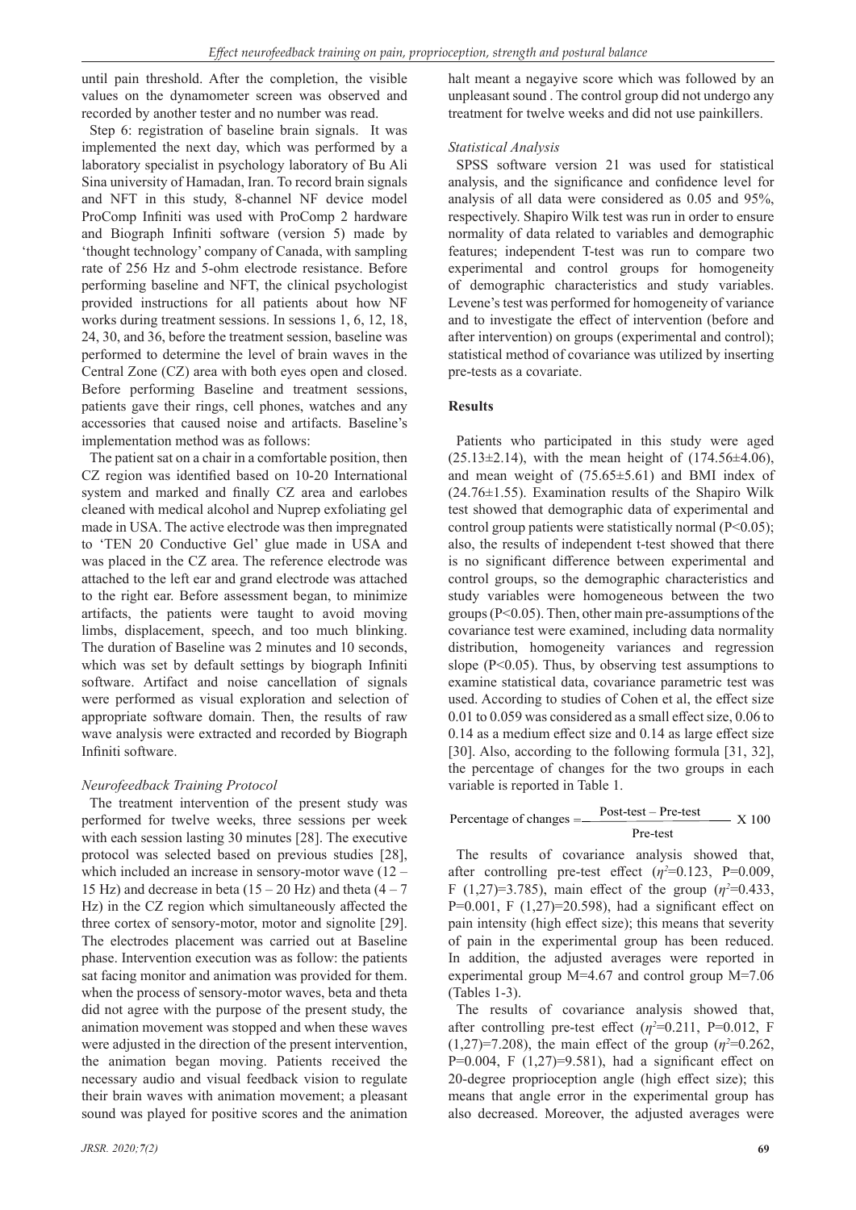until pain threshold. After the completion, the visible values on the dynamometer screen was observed and recorded by another tester and no number was read.

Step 6: registration of baseline brain signals. It was implemented the next day, which was performed by a laboratory specialist in psychology laboratory of Bu Ali Sina university of Hamadan, Iran. To record brain signals and NFT in this study, 8-channel NF device model ProComp Infiniti was used with ProComp 2 hardware and Biograph Infiniti software (version 5) made by 'thought technology' company of Canada, with sampling rate of 256 Hz and 5-ohm electrode resistance. Before performing baseline and NFT, the clinical psychologist provided instructions for all patients about how NF works during treatment sessions. In sessions 1, 6, 12, 18, 24, 30, and 36, before the treatment session, baseline was performed to determine the level of brain waves in the Central Zone (CZ) area with both eyes open and closed. Before performing Baseline and treatment sessions, patients gave their rings, cell phones, watches and any accessories that caused noise and artifacts. Baseline's implementation method was as follows:

The patient sat on a chair in a comfortable position, then CZ region was identified based on 10-20 International system and marked and finally CZ area and earlobes cleaned with medical alcohol and Nuprep exfoliating gel made in USA. The active electrode was then impregnated to 'TEN 20 Conductive Gel' glue made in USA and was placed in the CZ area. The reference electrode was attached to the left ear and grand electrode was attached to the right ear. Before assessment began, to minimize artifacts, the patients were taught to avoid moving limbs, displacement, speech, and too much blinking. The duration of Baseline was 2 minutes and 10 seconds, which was set by default settings by biograph Infiniti software. Artifact and noise cancellation of signals were performed as visual exploration and selection of appropriate software domain. Then, the results of raw wave analysis were extracted and recorded by Biograph Infiniti software.

### *Neurofeedback Training Protocol*

The treatment intervention of the present study was performed for twelve weeks, three sessions per week with each session lasting 30 minutes [28]. The executive protocol was selected based on previous studies [28], which included an increase in sensory-motor wave (12 – 15 Hz) and decrease in beta (15 – 20 Hz) and theta (4 – 7 Hz) in the CZ region which simultaneously affected the three cortex of sensory-motor, motor and signolite [29]. The electrodes placement was carried out at Baseline phase. Intervention execution was as follow: the patients sat facing monitor and animation was provided for them. when the process of sensory-motor waves, beta and theta did not agree with the purpose of the present study, the animation movement was stopped and when these waves were adjusted in the direction of the present intervention, the animation began moving. Patients received the necessary audio and visual feedback vision to regulate their brain waves with animation movement; a pleasant sound was played for positive scores and the animation halt meant a negayive score which was followed by an unpleasant sound . The control group did not undergo any treatment for twelve weeks and did not use painkillers.

### *Statistical Analysis*

SPSS software version 21 was used for statistical analysis, and the significance and confidence level for analysis of all data were considered as 0.05 and 95%, respectively. Shapiro Wilk test was run in order to ensure normality of data related to variables and demographic features; independent T-test was run to compare two experimental and control groups for homogeneity of demographic characteristics and study variables. Levene's test was performed for homogeneity of variance and to investigate the effect of intervention (before and after intervention) on groups (experimental and control); statistical method of covariance was utilized by inserting pre-tests as a covariate.

## **Results**

Patients who participated in this study were aged (25.13±2.14), with the mean height of (174.56±4.06), and mean weight of (75.65±5.61) and BMI index of (24.76±1.55). Examination results of the Shapiro Wilk test showed that demographic data of experimental and control group patients were statistically normal ($P<0.05$); also, the results of independent t-test showed that there is no significant difference between experimental and control groups, so the demographic characteristics and study variables were homogeneous between the two groups ($P<0.05$). Then, other main pre-assumptions of the covariance test were examined, including data normality distribution, homogeneity variances and regression slope ($P<0.05$). Thus, by observing test assumptions to examine statistical data, covariance parametric test was used. According to studies of Cohen et al, the effect size 0.01 to 0.059 was considered as a small effect size, 0.06 to 0.14 as a medium effect size and 0.14 as large effect size [30]. Also, according to the following formula [31, 32], the percentage of changes for the two groups in each variable is reported in Table 1.

$$\text{Percentage of changes} = \frac{\text{Post-test} - \text{Pre-test}}{\text{Pre-test}} \times 100$$

The results of covariance analysis showed that, after controlling pre-test effect ($\eta^2=0.123$, $P=0.009$, $F(1,27)=3.785$), main effect of the group ($\eta^2=0.433$, $P=0.001$, $F(1,27)=20.598$), had a significant effect on pain intensity (high effect size); this means that severity of pain in the experimental group has been reduced. In addition, the adjusted averages were reported in experimental group M=4.67 and control group M=7.06 (Tables 1-3).

The results of covariance analysis showed that, after controlling pre-test effect ($\eta^2=0.211$, $P=0.012$, $F(1,27)=7.208$), the main effect of the group ($\eta^2=0.262$, $P=0.004$, $F(1,27)=9.581$), had a significant effect on 20-degree proprioception angle (high effect size); this means that angle error in the experimental group has also decreased. Moreover, the adjusted averages were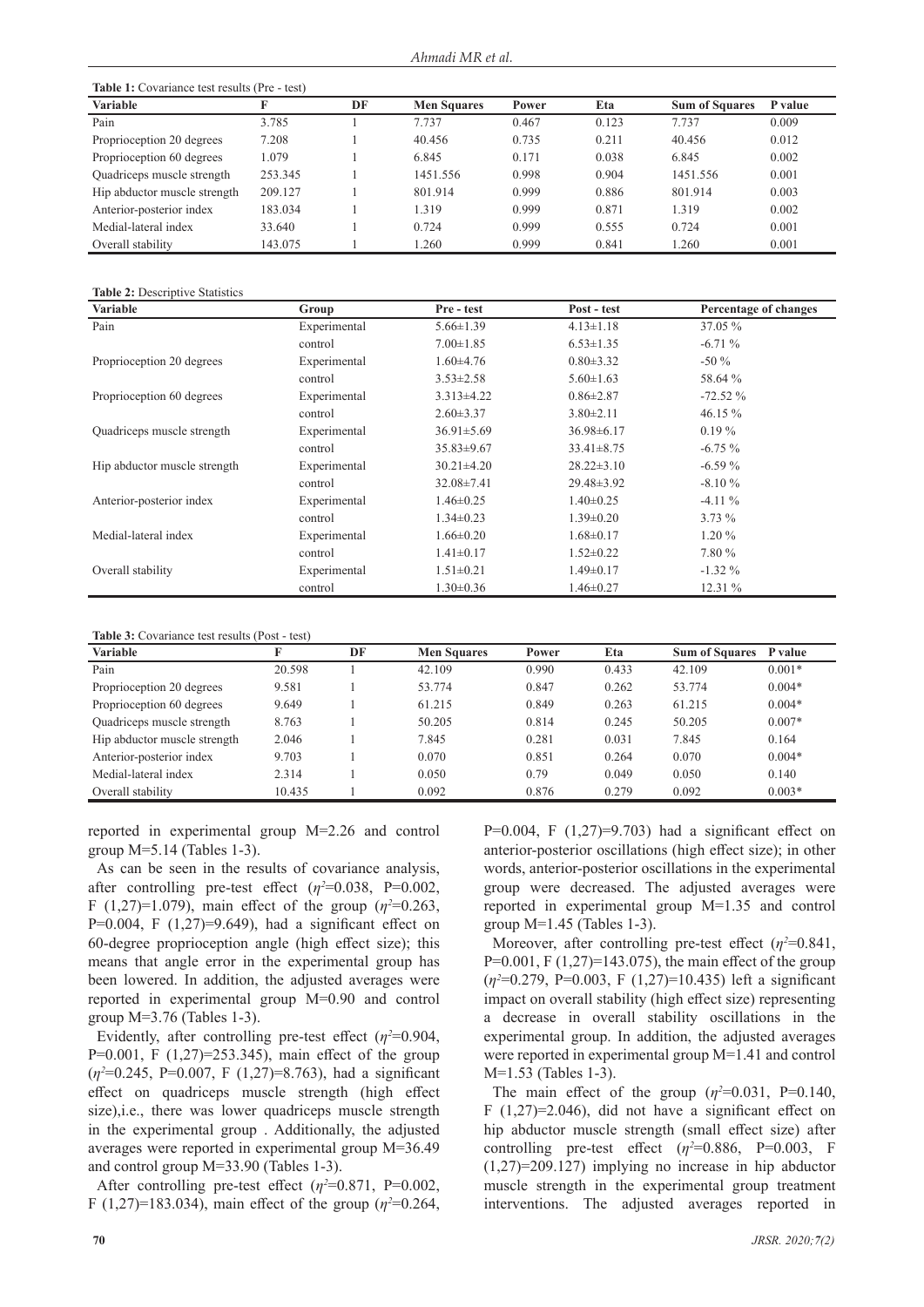**Table 1:** Covariance test results (Pre - test)

| Variable | F | DF | Men Squares | Power | Eta | Sum of Squares | P value |
|---|---|---|---|---|---|---|---|
| Pain | 3.785 | 1 | 7.737 | 0.467 | 0.123 | 7.737 | 0.009 |
| Proprioception 20 degrees | 7.208 | 1 | 40.456 | 0.735 | 0.211 | 40.456 | 0.012 |
| Proprioception 60 degrees | 1.079 | 1 | 6.845 | 0.171 | 0.038 | 6.845 | 0.002 |
| Quadriceps muscle strength | 253.345 | 1 | 1451.556 | 0.998 | 0.904 | 1451.556 | 0.001 |
| Hip abductor muscle strength | 209.127 | 1 | 801.914 | 0.999 | 0.886 | 801.914 | 0.003 |
| Anterior-posterior index | 183.034 | 1 | 1.319 | 0.999 | 0.871 | 1.319 | 0.002 |
| Medial-lateral index | 33.640 | 1 | 0.724 | 0.999 | 0.555 | 0.724 | 0.001 |
| Overall stability | 143.075 | 1 | 1.260 | 0.999 | 0.841 | 1.260 | 0.001 |

**Table 2:** Descriptive Statistics

| Variable | Group | Pre - test | Post - test | Percentage of changes |
|---|---|---|---|---|
| Pain | Experimental | 5.66±1.39 | 4.13±1.18 | 37.05 % |
| | control | 7.00±1.85 | 6.53±1.35 | -6.71 % |
| Proprioception 20 degrees | Experimental | 1.60±4.76 | 0.80±3.32 | -50 % |
| | control | 3.53±2.58 | 5.60±1.63 | 58.64 % |
| Proprioception 60 degrees | Experimental | 3.313±4.22 | 0.86±2.87 | -72.52 % |
| | control | 2.60±3.37 | 3.80±2.11 | 46.15 % |
| Quadriceps muscle strength | Experimental | 36.91±5.69 | 36.98±6.17 | 0.19 % |
| | control | 35.83±9.67 | 33.41±8.75 | -6.75 % |
| Hip abductor muscle strength | Experimental | 30.21±4.20 | 28.22±3.10 | -6.59 % |
| | control | 32.08±7.41 | 29.48±3.92 | -8.10 % |
| Anterior-posterior index | Experimental | 1.46±0.25 | 1.40±0.25 | -4.11 % |
| | control | 1.34±0.23 | 1.39±0.20 | 3.73 % |
| Medial-lateral index | Experimental | 1.66±0.20 | 1.68±0.17 | 1.20 % |
| | control | 1.41±0.17 | 1.52±0.22 | 7.80 % |
| Overall stability | Experimental | 1.51±0.21 | 1.49±0.17 | -1.32 % |
| | control | 1.30±0.36 | 1.46±0.27 | 12.31 % |

**Table 3:** Covariance test results (Post - test)

| Variable | F | DF | Men Squares | Power | Eta | Sum of Squares | P value |
|---|---|---|---|---|---|---|---|
| Pain | 20.598 | 1 | 42.109 | 0.990 | 0.433 | 42.109 | 0.001* |
| Proprioception 20 degrees | 9.581 | 1 | 53.774 | 0.847 | 0.262 | 53.774 | 0.004* |
| Proprioception 60 degrees | 9.649 | 1 | 61.215 | 0.849 | 0.263 | 61.215 | 0.004* |
| Quadriceps muscle strength | 8.763 | 1 | 50.205 | 0.814 | 0.245 | 50.205 | 0.007* |
| Hip abductor muscle strength | 2.046 | 1 | 7.845 | 0.281 | 0.031 | 7.845 | 0.164 |
| Anterior-posterior index | 9.703 | 1 | 0.070 | 0.851 | 0.264 | 0.070 | 0.004* |
| Medial-lateral index | 2.314 | 1 | 0.050 | 0.79 | 0.049 | 0.050 | 0.140 |
| Overall stability | 10.435 | 1 | 0.092 | 0.876 | 0.279 | 0.092 | 0.003* |

reported in experimental group M=2.26 and control group M=5.14 (Tables 1-3).

As can be seen in the results of covariance analysis, after controlling pre-test effect ($\eta^2$=0.038, P=0.002, F (1,27)=1.079), main effect of the group ($\eta^2$=0.263, P=0.004, F (1,27)=9.649), had a significant effect on 60-degree proprioception angle (high effect size); this means that angle error in the experimental group has been lowered. In addition, the adjusted averages were reported in experimental group M=0.90 and control group M=3.76 (Tables 1-3).

Evidently, after controlling pre-test effect ($\eta^2$=0.904, P=0.001, F (1,27)=253.345), main effect of the group ($\eta^2$=0.245, P=0.007, F (1,27)=8.763), had a significant effect on quadriceps muscle strength (high effect size),i.e., there was lower quadriceps muscle strength in the experimental group . Additionally, the adjusted averages were reported in experimental group M=36.49 and control group M=33.90 (Tables 1-3).

After controlling pre-test effect ($\eta^2$=0.871, P=0.002, F (1,27)=183.034), main effect of the group ($\eta^2$=0.264, P=0.004, F (1,27)=9.703) had a significant effect on anterior-posterior oscillations (high effect size); in other words, anterior-posterior oscillations in the experimental group were decreased. The adjusted averages were reported in experimental group M=1.35 and control group M=1.45 (Tables 1-3).

Moreover, after controlling pre-test effect ($\eta^2$=0.841, P=0.001, F (1,27)=143.075), the main effect of the group ($\eta^2$=0.279, P=0.003, F (1,27)=10.435) left a significant impact on overall stability (high effect size) representing a decrease in overall stability oscillations in the experimental group. In addition, the adjusted averages were reported in experimental group M=1.41 and control M=1.53 (Tables 1-3).

The main effect of the group ($\eta^2$=0.031, P=0.140, F (1,27)=2.046), did not have a significant effect on hip abductor muscle strength (small effect size) after controlling pre-test effect ($\eta^2$=0.886, P=0.003, F (1,27)=209.127) implying no increase in hip abductor muscle strength in the experimental group treatment interventions. The adjusted averages reported in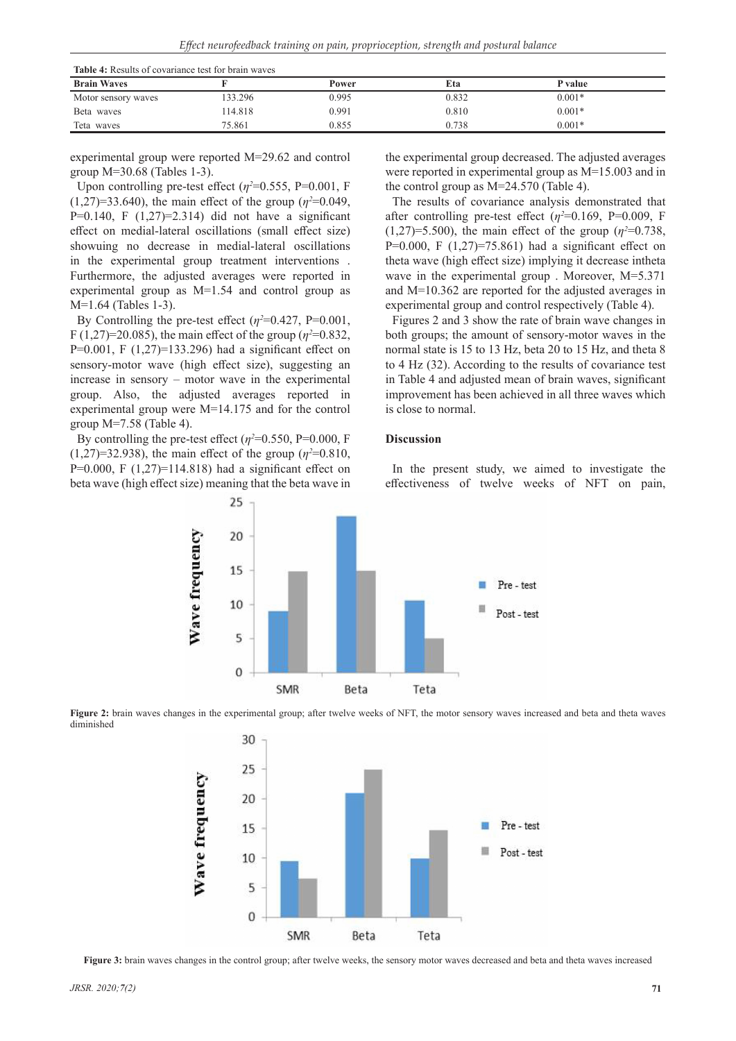**Table 4:** Results of covariance test for brain waves

| Brain Waves | F | Power | Eta | P value |
|---|---|---|---|---|
| Motor sensory waves | 133.296 | 0.995 | 0.832 | 0.001* |
| Beta waves | 114.818 | 0.991 | 0.810 | 0.001* |
| Teta waves | 75.861 | 0.855 | 0.738 | 0.001* |

experimental group were reported M=29.62 and control group M=30.68 (Tables 1-3).

Upon controlling pre-test effect ($\eta^2$=0.555, P=0.001, F (1,27)=33.640), the main effect of the group ($\eta^2$=0.049, P=0.140, F (1,27)=2.314) did not have a significant effect on medial-lateral oscillations (small effect size) showuing no decrease in medial-lateral oscillations in the experimental group treatment interventions . Furthermore, the adjusted averages were reported in experimental group as M=1.54 and control group as M=1.64 (Tables 1-3).

By Controlling the pre-test effect ($\eta^2$=0.427, P=0.001, F (1,27)=20.085), the main effect of the group ($\eta^2$=0.832, P=0.001, F (1,27)=133.296) had a significant effect on sensory-motor wave (high effect size), suggesting an increase in sensory – motor wave in the experimental group. Also, the adjusted averages reported in experimental group were M=14.175 and for the control group M=7.58 (Table 4).

By controlling the pre-test effect ($\eta^2$=0.550, P=0.000, F (1,27)=32.938), the main effect of the group ($\eta^2$=0.810, P=0.000, F (1,27)=114.818) had a significant effect on beta wave (high effect) meaning that the beta wave in the experimental group decreased. The adjusted averages were reported in experimental group as M=15.003 and in the control group as M=24.570 (Table 4).

The results of covariance analysis demonstrated that after controlling pre-test effect ($\eta^2$=0.169, P=0.009, F (1,27)=5.500), the main effect of the group ($\eta^2$=0.738, P=0.000, F (1,27)=75.861) had a significant effect on theta wave (high effect size) implying it decrease intheta wave in the experimental group . Moreover, M=5.371 and M=10.362 are reported for the adjusted averages in experimental group and control respectively (Table 4).

Figures 2 and 3 show the rate of brain wave changes in both groups; the amount of sensory-motor waves in the normal state is 15 to 13 Hz, beta 20 to 15 Hz, and theta 8 to 4 Hz (32). According to the results of covariance test in Table 4 and adjusted mean of brain waves, significant improvement has been achieved in all three waves which is close to normal.

## Discussion

In the present study, we aimed to investigate the effectiveness of twelve weeks of NFT on pain,

**Figure 2:** brain waves changes in the experimental group; after twelve weeks of NFT, the motor sensory waves increased and beta and theta waves diminished

**Figure 3:** brain waves changes in the control group; after twelve weeks, the sensory motor waves decreased and beta and theta waves increased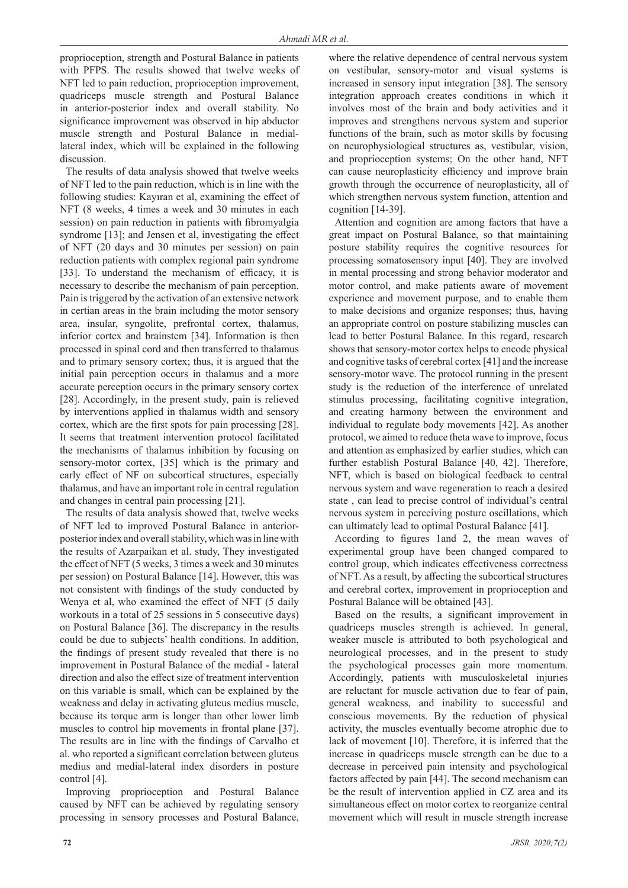proprioception, strength and Postural Balance in patients with PFPS. The results showed that twelve weeks of NFT led to pain reduction, proprioception improvement, quadriceps muscle strength and Postural Balance in anterior-posterior index and overall stability. No significance improvement was observed in hip abductor muscle strength and Postural Balance in medial-lateral index, which will be explained in the following discussion.

The results of data analysis showed that twelve weeks of NFT led to the pain reduction, which is in line with the following studies: Kayıran et al, examining the effect of NFT (8 weeks, 4 times a week and 30 minutes in each session) on pain reduction in patients with fibromyalgia syndrome [13]; and Jensen et al, investigating the effect of NFT (20 days and 30 minutes per session) on pain reduction patients with complex regional pain syndrome [33]. To understand the mechanism of efficacy, it is necessary to describe the mechanism of pain perception. Pain is triggered by the activation of an extensive network in certian areas in the brain including the motor sensory area, insular, syngolite, prefrontal cortex, thalamus, inferior cortex and brainstem [34]. Information is then processed in spinal cord and then transferred to thalamus and to primary sensory cortex; thus, it is argued that the initial pain perception occurs in thalamus and a more accurate perception occurs in the primary sensory cortex [28]. Accordingly, in the present study, pain is relieved by interventions applied in thalamus width and sensory cortex, which are the first spots for pain processing [28]. It seems that treatment intervention protocol facilitated the mechanisms of thalamus inhibition by focusing on sensory-motor cortex, [35] which is the primary and early effect of NF on subcortical structures, especially thalamus, and have an important role in central regulation and changes in central pain processing [21].

The results of data analysis showed that, twelve weeks of NFT led to improved Postural Balance in anterior-posterior index and overall stability, which was in line with the results of Azarpaikan et al. study, They investigated the effect of NFT (5 weeks, 3 times a week and 30 minutes per session) on Postural Balance [14]. However, this was not consistent with findings of the study conducted by Wenya et al, who examined the effect of NFT (5 daily workouts in a total of 25 sessions in 5 consecutive days) on Postural Balance [36]. The discrepancy in the results could be due to subjects' health conditions. In addition, the findings of present study revealed that there is no improvement in Postural Balance of the medial - lateral direction and also the effect size of treatment intervention on this variable is small, which can be explained by the weakness and delay in activating gluteus medius muscle, because its torque arm is longer than other lower limb muscles to control hip movements in frontal plane [37]. The results are in line with the findings of Carvalho et al. who reported a significant correlation between gluteus medius and medial-lateral index disorders in posture control [4].

Improving proprioception and Postural Balance caused by NFT can be achieved by regulating sensory processing in sensory processes and Postural Balance, where the relative dependence of central nervous system on vestibular, sensory-motor and visual systems is increased in sensory input integration [38]. The sensory integration approach creates conditions in which it involves most of the brain and body activities and it improves and strengthens nervous system and superior functions of the brain, such as motor skills by focusing on neurophysiological structures as, vestibular, vision, and proprioception systems; On the other hand, NFT can cause neuroplasticity efficiency and improve brain growth through the occurrence of neuroplasticity, all of which strengthen nervous system function, attention and cognition [14-39].

Attention and cognition are among factors that have a great impact on Postural Balance, so that maintaining posture stability requires the cognitive resources for processing somatosensory input [40]. They are involved in mental processing and strong behavior moderator and motor control, and make patients aware of movement experience and movement purpose, and to enable them to make decisions and organize responses; thus, having an appropriate control on posture stabilizing muscles can lead to better Postural Balance. In this regard, research shows that sensory-motor cortex helps to encode physical and cognitive tasks of cerebral cortex [41] and the increase sensory-motor wave. The protocol running in the present study is the reduction of the interference of unrelated stimulus processing, facilitating cognitive integration, and creating harmony between the environment and individual to regulate body movements [42]. As another protocol, we aimed to reduce theta wave to improve, focus and attention as emphasized by earlier studies, which can further establish Postural Balance [40, 42]. Therefore, NFT, which is based on biological feedback to central nervous system and wave regeneration to reach a desired state , can lead to precise control of individual's central nervous system in perceiving posture oscillations, which can ultimately lead to optimal Postural Balance [41].

According to figures 1and 2, the mean waves of experimental group have been changed compared to control group, which indicates effectiveness correctness of NFT. As a result, by affecting the subcortical structures and cerebral cortex, improvement in proprioception and Postural Balance will be obtained [43].

Based on the results, a significant improvement in quadriceps muscles strength is achieved. In general, weaker muscle is attributed to both psychological and neurological processes, and in the present to study the psychological processes gain more momentum. Accordingly, patients with musculoskeletal injuries are reluctant for muscle activation due to fear of pain, general weakness, and inability to successful and conscious movements. By the reduction of physical activity, the muscles eventually become atrophic due to lack of movement [10]. Therefore, it is inferred that the increase in quadriceps muscle strength can be due to a decrease in perceived pain intensity and psychological factors affected by pain [44]. The second mechanism can be the result of intervention applied in CZ area and its simultaneous effect on motor cortex to reorganize central movement which will result in muscle strength increase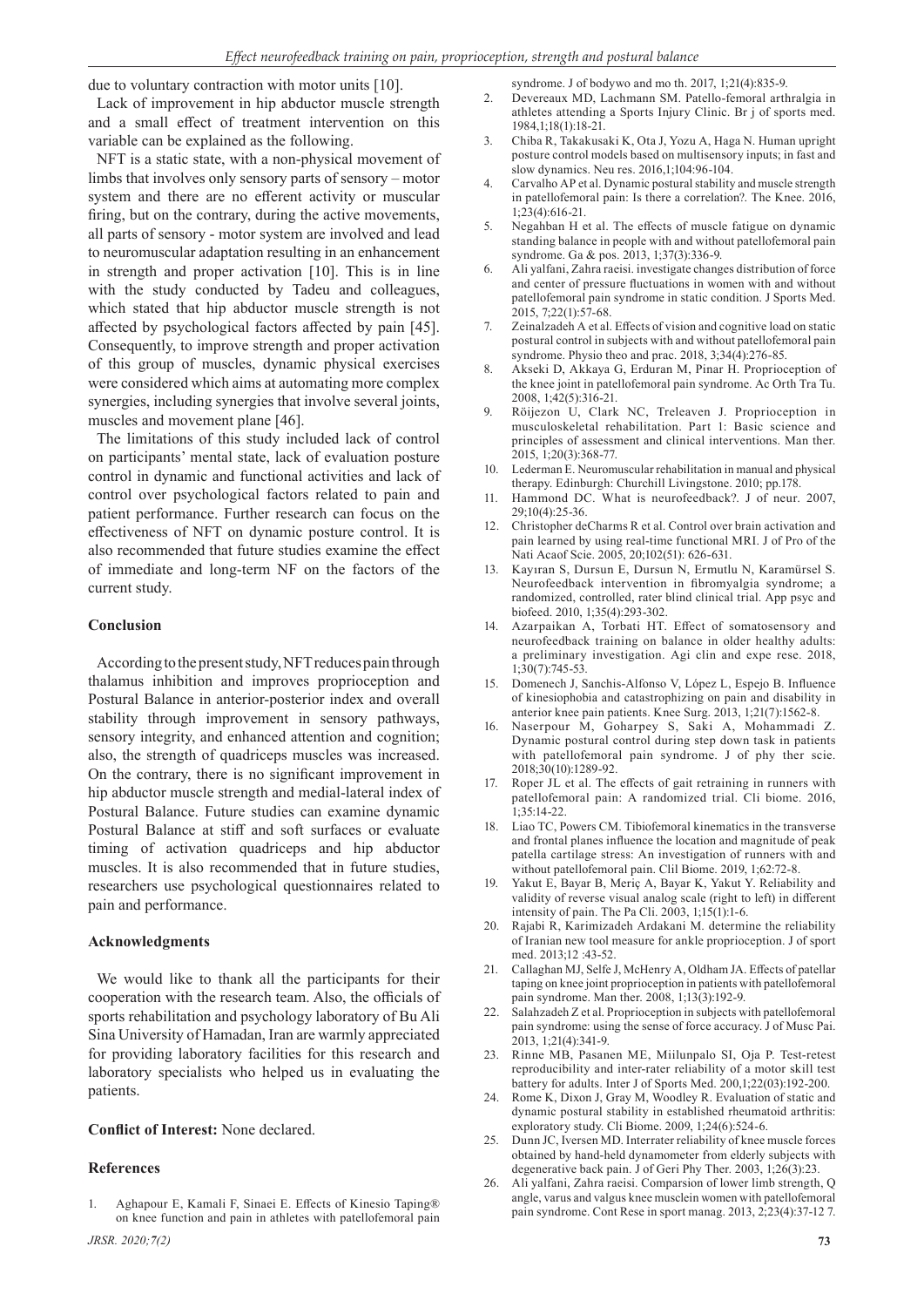due to voluntary contraction with motor units [10].

Lack of improvement in hip abductor muscle strength and a small effect of treatment intervention on this variable can be explained as the following.

NFT is a static state, with a non-physical movement of limbs that involves only sensory parts of sensory – motor system and there are no efferent activity or muscular firing, but on the contrary, during the active movements, all parts of sensory - motor system are involved and lead to neuromuscular adaptation resulting in an enhancement in strength and proper activation [10]. This is in line with the study conducted by Tadeu and colleagues, which stated that hip abductor muscle strength is not affected by psychological factors affected by pain [45]. Consequently, to improve strength and proper activation of this group of muscles, dynamic physical exercises were considered which aims at automating more complex synergies, including synergies that involve several joints, muscles and movement plane [46].

The limitations of this study included lack of control on participants' mental state, lack of evaluation posture control in dynamic and functional activities and lack of control over psychological factors related to pain and patient performance. Further research can focus on the effectiveness of NFT on dynamic posture control. It is also recommended that future studies examine the effect of immediate and long-term NF on the factors of the current study.

### Conclusion

According to the present study, NFT reduces pain through thalamus inhibition and improves proprioception and Postural Balance in anterior-posterior index and overall stability through improvement in sensory pathways, sensory integrity, and enhanced attention and cognition; also, the strength of quadriceps muscles was increased. On the contrary, there is no significant improvement in hip abductor muscle strength and medial-lateral index of Postural Balance. Future studies can examine dynamic Postural Balance at stiff and soft surfaces or evaluate timing of activation quadriceps and hip abductor muscles. It is also recommended that in future studies, researchers use psychological questionnaires related to pain and performance.

### Acknowledgments

We would like to thank all the participants for their cooperation with the research team. Also, the officials of sports rehabilitation and psychology laboratory of Bu Ali Sina University of Hamadan, Iran are warmly appreciated for providing laboratory facilities for this research and laboratory specialists who helped us in evaluating the patients.

**Conflict of Interest:** None declared.

### References

1. Aghapour E, Kamali F, Sinaei E. Effects of Kinesio Taping® on knee function and pain in athletes with patellofemoral pain syndrome. J of bodywo and mo th. 2017, 1;21(4):835-9.
2. Devereaux MD, Lachmann SM. Patello-femoral arthralgia in athletes attending a Sports Injury Clinic. Br j of sports med. 1984,1;18(1):18-21.
3. Chiba R, Takakusaki K, Ota J, Yozu A, Haga N. Human upright posture control models based on multisensory inputs; in fast and slow dynamics. Neu res. 2016,1;104:96-104.
4. Carvalho AP et al. Dynamic postural stability and muscle strength in patellofemoral pain: Is there a correlation?. The Knee. 2016, 1;23(4):616-21.
5. Negahban H et al. The effects of muscle fatigue on dynamic standing balance in people with and without patellofemoral pain syndrome. Ga & pos. 2013, 1;37(3):336-9.
6. Ali yalfani, Zahra raeisi. investigate changes distribution of force and center of pressure fluctuations in women with and without patellofemoral pain syndrome in static condition. J Sports Med. 2015, 7;22(1):57-68.
7. Zeinalzadeh A et al. Effects of vision and cognitive load on static postural control in subjects with and without patellofemoral pain syndrome. Physio theo and prac. 2018, 3;34(4):276-85.
8. Akseki D, Akkaya G, Erduran M, Pinar H. Proprioception of the knee joint in patellofemoral pain syndrome. Ac Orth Tra Tu. 2008, 1;42(5):316-21.
9. Röijezon U, Clark NC, Treleaven J. Proprioception in musculoskeletal rehabilitation. Part 1: Basic science and principles of assessment and clinical interventions. Man ther. 2015, 1;20(3):368-77.
10. Lederman E. Neuromuscular rehabilitation in manual and physical therapy. Edinburgh: Churchill Livingstone. 2010; pp.178.
11. Hammond DC. What is neurofeedback?. J of neur. 2007, 29;10(4):25-36.
12. Christopher deCharms R et al. Control over brain activation and pain learned by using real-time functional MRI. J of Pro of the Nati Acaof Scie. 2005, 20;102(51): 626-631.
13. Kayıran S, Dursun E, Dursun N, Ermutlu N, Karamürsel S. Neurofeedback intervention in fibromyalgia syndrome; a randomized, controlled, rater blind clinical trial. App psyc and biofeed. 2010, 1;35(4):293-302.
14. Azarpaikan A, Torbati HT. Effect of somatosensory and neurofeedback training on balance in older healthy adults: a preliminary investigation. Agi clin and expe rese. 2018, 1;30(7):745-53.
15. Domenech J, Sanchis-Alfonso V, López L, Espejo B. Influence of kinesiophobia and catastrophizing on pain and disability in anterior knee pain patients. Knee Surg. 2013, 1;21(7):1562-8.
16. Naserpour M, Goharpey S, Saki A, Mohammadi Z. Dynamic postural control during step down task in patients with patellofemoral pain syndrome. J of phy ther scie. 2018;30(10):1289-92.
17. Roper JL et al. The effects of gait retraining in runners with patellofemoral pain: A randomized trial. Cli biome. 2016, 1;35:14-22.
18. Liao TC, Powers CM. Tibiofemoral kinematics in the transverse and frontal planes influence the location and magnitude of peak patella cartilage stress: An investigation of runners with and without patellofemoral pain. Clil Biome. 2019, 1;62:72-8.
19. Yakut E, Bayar B, Meriç A, Bayar K, Yakut Y. Reliability and validity of reverse visual analog scale (right to left) in different intensity of pain. The Pa Cli. 2003, 1;15(1):1-6.
20. Rajabi R, Karimizadeh Ardakani M. determine the reliability of Iranian new tool measure for ankle proprioception. J of sport med. 2013;12 :43-52.
21. Callaghan MJ, Selfe J, McHenry A, Oldham JA. Effects of patellar taping on knee joint proprioception in patients with patellofemoral pain syndrome. Man ther. 2008, 1;13(3):192-9.
22. Salahzadeh Z et al. Proprioception in subjects with patellofemoral pain syndrome: using the sense of force accuracy. J of Musc Pai. 2013, 1;21(4):341-9.
23. Rinne MB, Pasanen ME, Miilunpalo SI, Oja P. Test-retest reproducibility and inter-rater reliability of a motor skill test battery for adults. Inter J of Sports Med. 200,1;22(03):192-200.
24. Rome K, Dixon J, Gray M, Woodley R. Evaluation of static and dynamic postural stability in established rheumatoid arthritis: exploratory study. Cli Biome. 2009, 1;24(6):524-6.
25. Dunn JC, Iversen MD. Interrater reliability of knee muscle forces obtained by hand-held dynamometer from elderly subjects with degenerative back pain. J of Geri Phy Ther. 2003, 1;26(3):23.
26. Ali yalfani, Zahra raeisi. Comparsion of lower limb strength, Q angle, varus and valgus knee musclein women with patellofemoral pain syndrome. Cont Rese in sport manag. 2013, 2;23(4):37-12 7.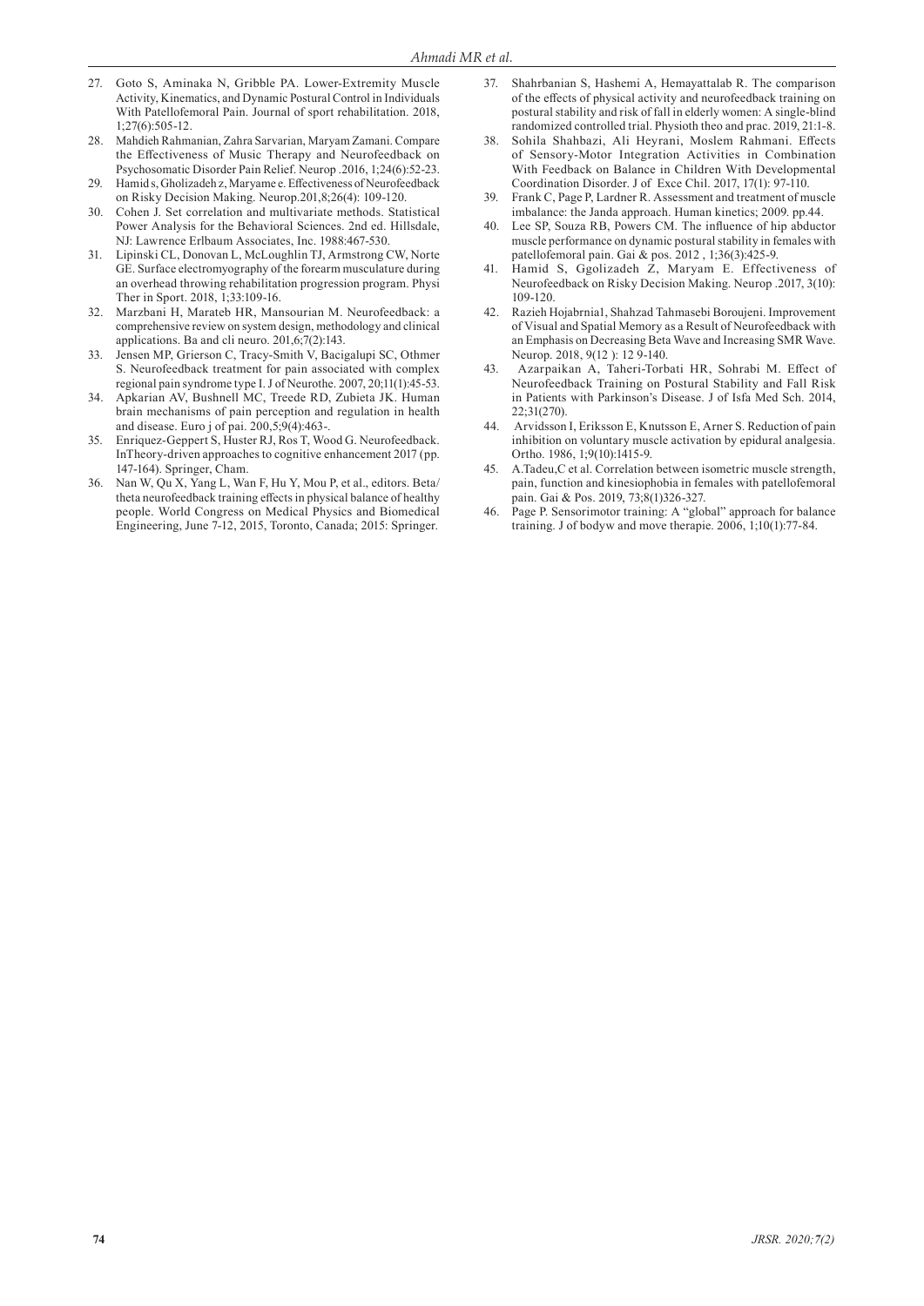27. Goto S, Aminaka N, Gribble PA. Lower-Extremity Muscle Activity, Kinematics, and Dynamic Postural Control in Individuals With Patellofemoral Pain. Journal of sport rehabilitation. 2018, 1;27(6):505-12.
28. Mahdieh Rahmanian, Zahra Sarvarian, Maryam Zamani. Compare the Effectiveness of Music Therapy and Neurofeedback on Psychosomatic Disorder Pain Relief. Neurop .2016, 1;24(6):52-23.
29. Hamid s, Gholizadeh z, Maryame e. Effectiveness of Neurofeedback on Risky Decision Making. Neurop.201,8;26(4): 109-120.
30. Cohen J. Set correlation and multivariate methods. Statistical Power Analysis for the Behavioral Sciences. 2nd ed. Hillsdale, NJ: Lawrence Erlbaum Associates, Inc. 1988:467-530.
31. Lipinski CL, Donovan L, McLoughlin TJ, Armstrong CW, Norte GE. Surface electromyography of the forearm musculature during an overhead throwing rehabilitation progression program. Physi Ther in Sport. 2018, 1;33:109-16.
32. Marzbani H, Marateb HR, Mansourian M. Neurofeedback: a comprehensive review on system design, methodology and clinical applications. Ba and cli neuro. 201,6;7(2):143.
33. Jensen MP, Grierson C, Tracy-Smith V, Bacigalupi SC, Othmer S. Neurofeedback treatment for pain associated with complex regional pain syndrome type I. J of Neurothe. 2007, 20;11(1):45-53.
34. Apkarian AV, Bushnell MC, Treede RD, Zubieta JK. Human brain mechanisms of pain perception and regulation in health and disease. Euro j of pai. 200,5;9(4):463-.
35. Enriquez-Geppert S, Huster RJ, Ros T, Wood G. Neurofeedback. InTheory-driven approaches to cognitive enhancement 2017 (pp. 147-164). Springer, Cham.
36. Nan W, Qu X, Yang L, Wan F, Hu Y, Mou P, et al., editors. Beta/theta neurofeedback training effects in physical balance of healthy people. World Congress on Medical Physics and Biomedical Engineering, June 7-12, 2015, Toronto, Canada; 2015: Springer.
37. Shahrbanian S, Hashemi A, Hemayattalab R. The comparison of the effects of physical activity and neurofeedback training on postural stability and risk of fall in elderly women: A single-blind randomized controlled trial. Physioth theo and prac. 2019, 21:1-8.
38. Sohila Shahbazi, Ali Heyrani, Moslem Rahmani. Effects of Sensory-Motor Integration Activities in Combination With Feedback on Balance in Children With Developmental Coordination Disorder. J of Exce Chil. 2017, 17(1): 97-110.
39. Frank C, Page P, Lardner R. Assessment and treatment of muscle imbalance: the Janda approach. Human kinetics; 2009. pp.44.
40. Lee SP, Souza RB, Powers CM. The influence of hip abductor muscle performance on dynamic postural stability in females with patellofemoral pain. Gai & pos. 2012 , 1;36(3):425-9.
41. Hamid S, Ggolizadeh Z, Maryam E. Effectiveness of Neurofeedback on Risky Decision Making. Neurop .2017, 3(10): 109-120.
42. Razieh Hojabrnia1, Shahzad Tahmasebi Boroujeni. Improvement of Visual and Spatial Memory as a Result of Neurofeedback with an Emphasis on Decreasing Beta Wave and Increasing SMR Wave. Neurop. 2018, 9(12 ): 12 9-140.
43. Azarpaikan A, Taheri-Torbati HR, Sohrabi M. Effect of Neurofeedback Training on Postural Stability and Fall Risk in Patients with Parkinson's Disease. J of Isfa Med Sch. 2014, 22;31(270).
44. Arvidsson I, Eriksson E, Knutsson E, Arner S. Reduction of pain inhibition on voluntary muscle activation by epidural analgesia. Ortho. 1986, 1;9(10):1415-9.
45. A.Tadeu,C et al. Correlation between isometric muscle strength, pain, function and kinesiophobia in females with patellofemoral pain. Gai & Pos. 2019, 73;8(1)326-327.
46. Page P. Sensorimotor training: A "global" approach for balance training. J of bodyw and move therapie. 2006, 1;10(1):77-84.